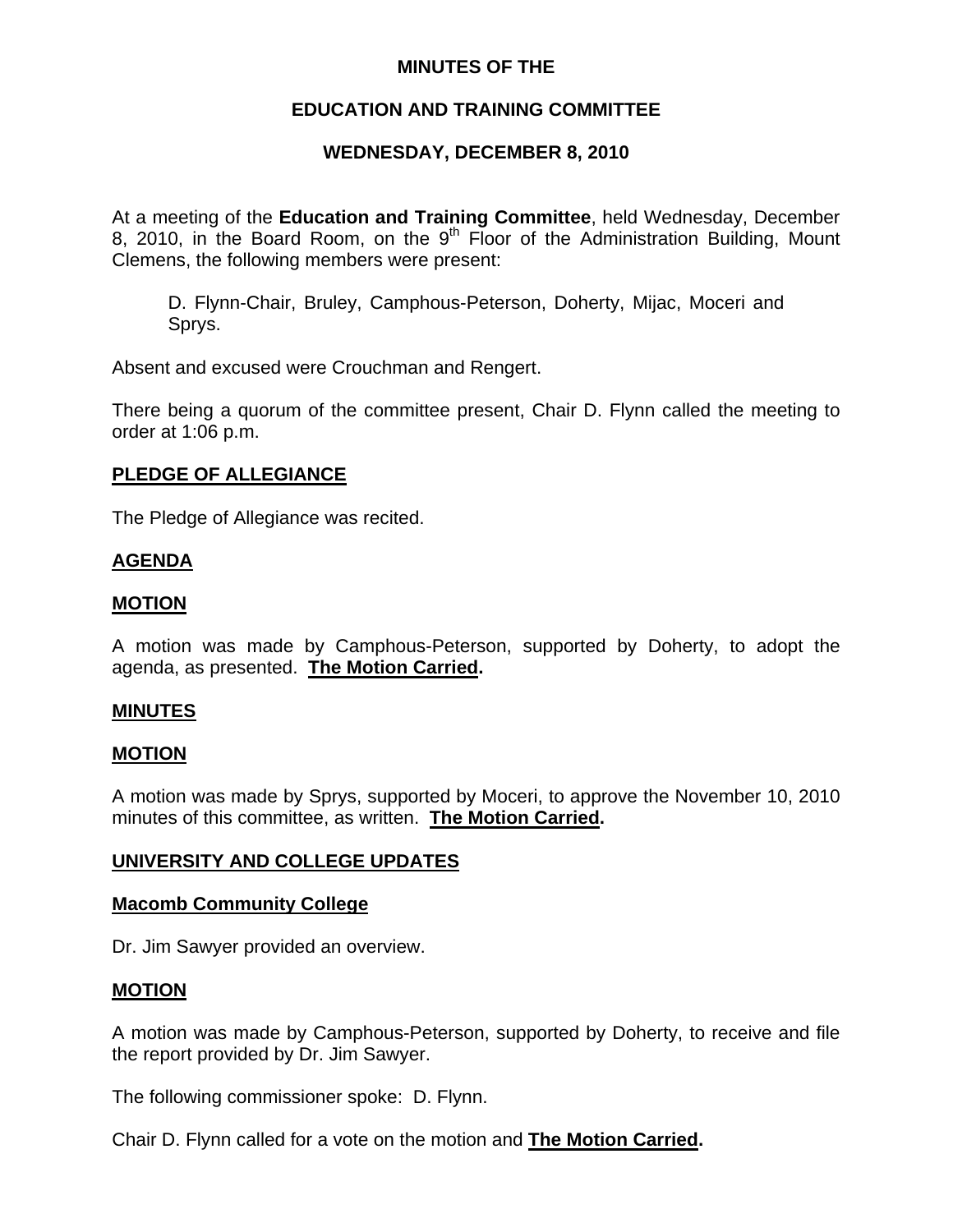# MINUTES OF THE

## EDUCATION AND TRAINING COMMITTEE

## WEDNESDAY, DECEMBER 8, 2010

At a meeting of the **Education and Training Committee**, held Wednesday, December 8, 2010, in the Board Room, on the 9th Floor of the Administration Building, Mount Clemens, the following members were present:

> D. Flynn-Chair, Bruley, Camphous-Peterson, Doherty, Mijac, Moceri and Sprys.

Absent and excused were Crouchman and Rengert.

There being a quorum of the committee present, Chair D. Flynn called the meeting to order at 1:06 p.m.

**PLEDGE OF ALLEGIANCE**

The Pledge of Allegiance was recited.

**AGENDA**

**MOTION**

A motion was made by Camphous-Peterson, supported by Doherty, to adopt the agenda, as presented. **The Motion Carried.**

**MINUTES**

**MOTION**

A motion was made by Sprys, supported by Moceri, to approve the November 10, 2010 minutes of this committee, as written. **The Motion Carried.**

**UNIVERSITY AND COLLEGE UPDATES**

**Macomb Community College**

Dr. Jim Sawyer provided an overview.

**MOTION**

A motion was made by Camphous-Peterson, supported by Doherty, to receive and file the report provided by Dr. Jim Sawyer.

The following commissioner spoke: D. Flynn.

Chair D. Flynn called for a vote on the motion and **The Motion Carried.**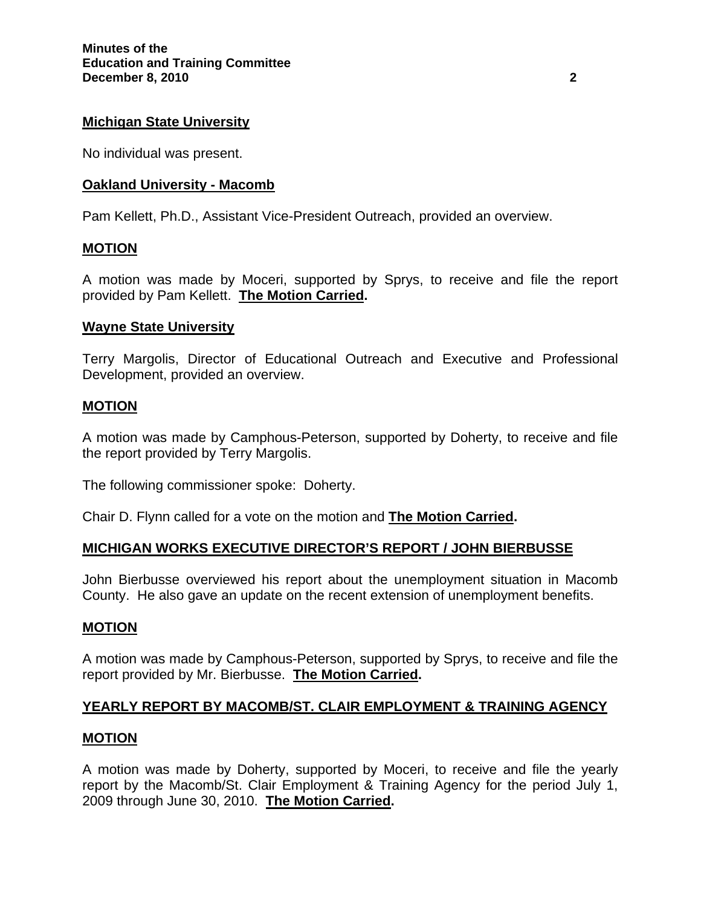**Michigan State University**

No individual was present.

**Oakland University - Macomb**

Pam Kellett, Ph.D., Assistant Vice-President Outreach, provided an overview.

**MOTION**

A motion was made by Moceri, supported by Sprys, to receive and file the report provided by Pam Kellett. **The Motion Carried.**

**Wayne State University**

Terry Margolis, Director of Educational Outreach and Executive and Professional Development, provided an overview.

**MOTION**

A motion was made by Camphous-Peterson, supported by Doherty, to receive and file the report provided by Terry Margolis.

The following commissioner spoke: Doherty.

Chair D. Flynn called for a vote on the motion and **The Motion Carried.**

**MICHIGAN WORKS EXECUTIVE DIRECTOR'S REPORT / JOHN BIERBUSSE**

John Bierbusse overviewed his report about the unemployment situation in Macomb County. He also gave an update on the recent extension of unemployment benefits.

**MOTION**

A motion was made by Camphous-Peterson, supported by Sprys, to receive and file the report provided by Mr. Bierbusse. **The Motion Carried.**

**YEARLY REPORT BY MACOMB/ST. CLAIR EMPLOYMENT & TRAINING AGENCY**

**MOTION**

A motion was made by Doherty, supported by Moceri, to receive and file the yearly report by the Macomb/St. Clair Employment & Training Agency for the period July 1, 2009 through June 30, 2010. **The Motion Carried.**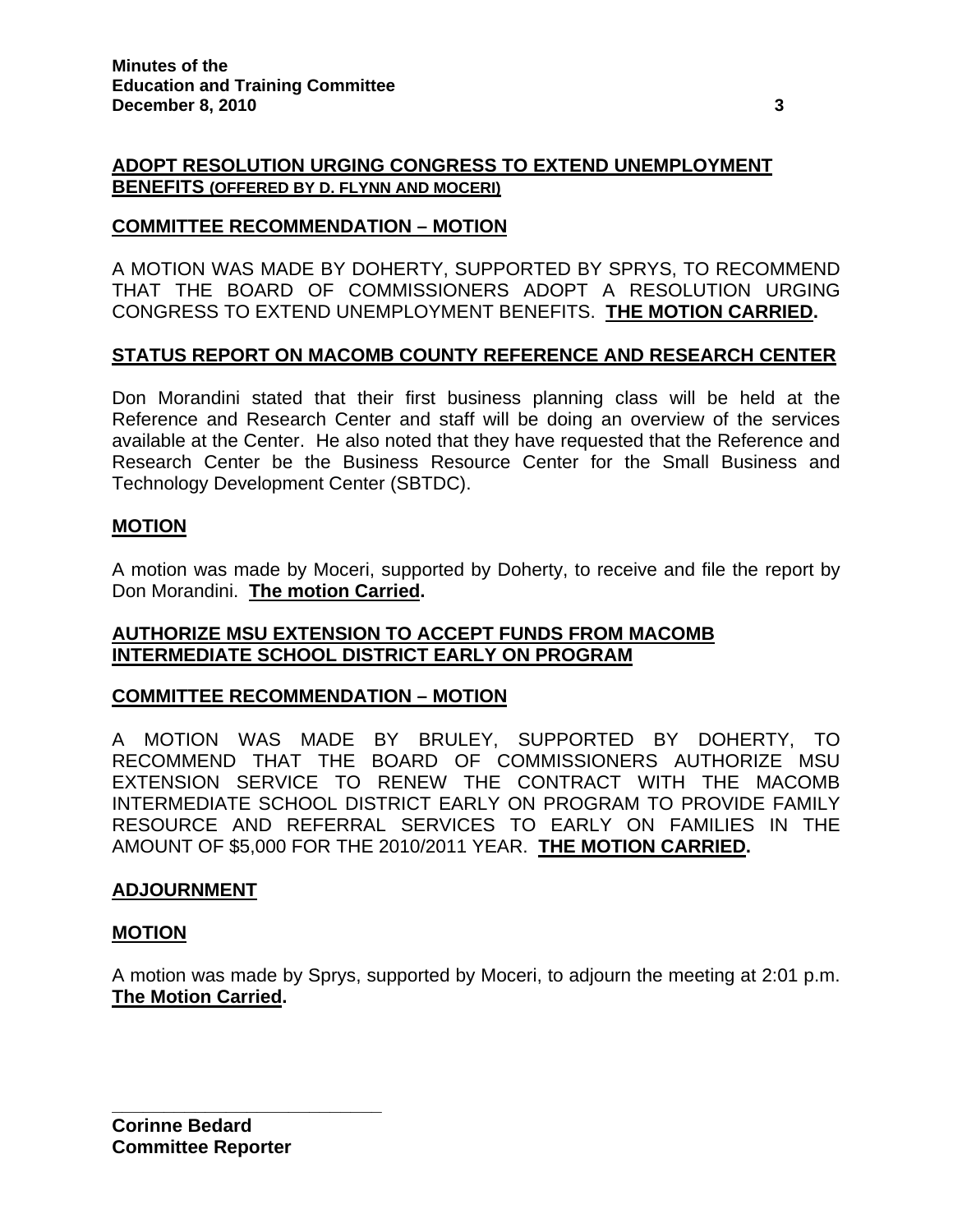**ADOPT RESOLUTION URGING CONGRESS TO EXTEND UNEMPLOYMENT BENEFITS (OFFERED BY D. FLYNN AND MOCERI)**

**COMMITTEE RECOMMENDATION – MOTION**

A MOTION WAS MADE BY DOHERTY, SUPPORTED BY SPRYS, TO RECOMMEND THAT THE BOARD OF COMMISSIONERS ADOPT A RESOLUTION URGING CONGRESS TO EXTEND UNEMPLOYMENT BENEFITS. **THE MOTION CARRIED.**

**STATUS REPORT ON MACOMB COUNTY REFERENCE AND RESEARCH CENTER**

Don Morandini stated that their first business planning class will be held at the Reference and Research Center and staff will be doing an overview of the services available at the Center. He also noted that they have requested that the Reference and Research Center be the Business Resource Center for the Small Business and Technology Development Center (SBTDC).

**MOTION**

A motion was made by Moceri, supported by Doherty, to receive and file the report by Don Morandini. **The motion Carried.**

**AUTHORIZE MSU EXTENSION TO ACCEPT FUNDS FROM MACOMB INTERMEDIATE SCHOOL DISTRICT EARLY ON PROGRAM**

**COMMITTEE RECOMMENDATION – MOTION**

A MOTION WAS MADE BY BRULEY, SUPPORTED BY DOHERTY, TO RECOMMEND THAT THE BOARD OF COMMISSIONERS AUTHORIZE MSU EXTENSION SERVICE TO RENEW THE CONTRACT WITH THE MACOMB INTERMEDIATE SCHOOL DISTRICT EARLY ON PROGRAM TO PROVIDE FAMILY RESOURCE AND REFERRAL SERVICES TO EARLY ON FAMILIES IN THE AMOUNT OF $5,000 FOR THE 2010/2011 YEAR. **THE MOTION CARRIED.**

**ADJOURNMENT**

**MOTION**

A motion was made by Sprys, supported by Moceri, to adjourn the meeting at 2:01 p.m. **The Motion Carried.**

\_\_\_\_\_\_\_\_\_\_\_\_\_\_\_\_\_\_\_\_\_\_\_\_\_\_\_\_

**Corinne Bedard**
**Committee Reporter**